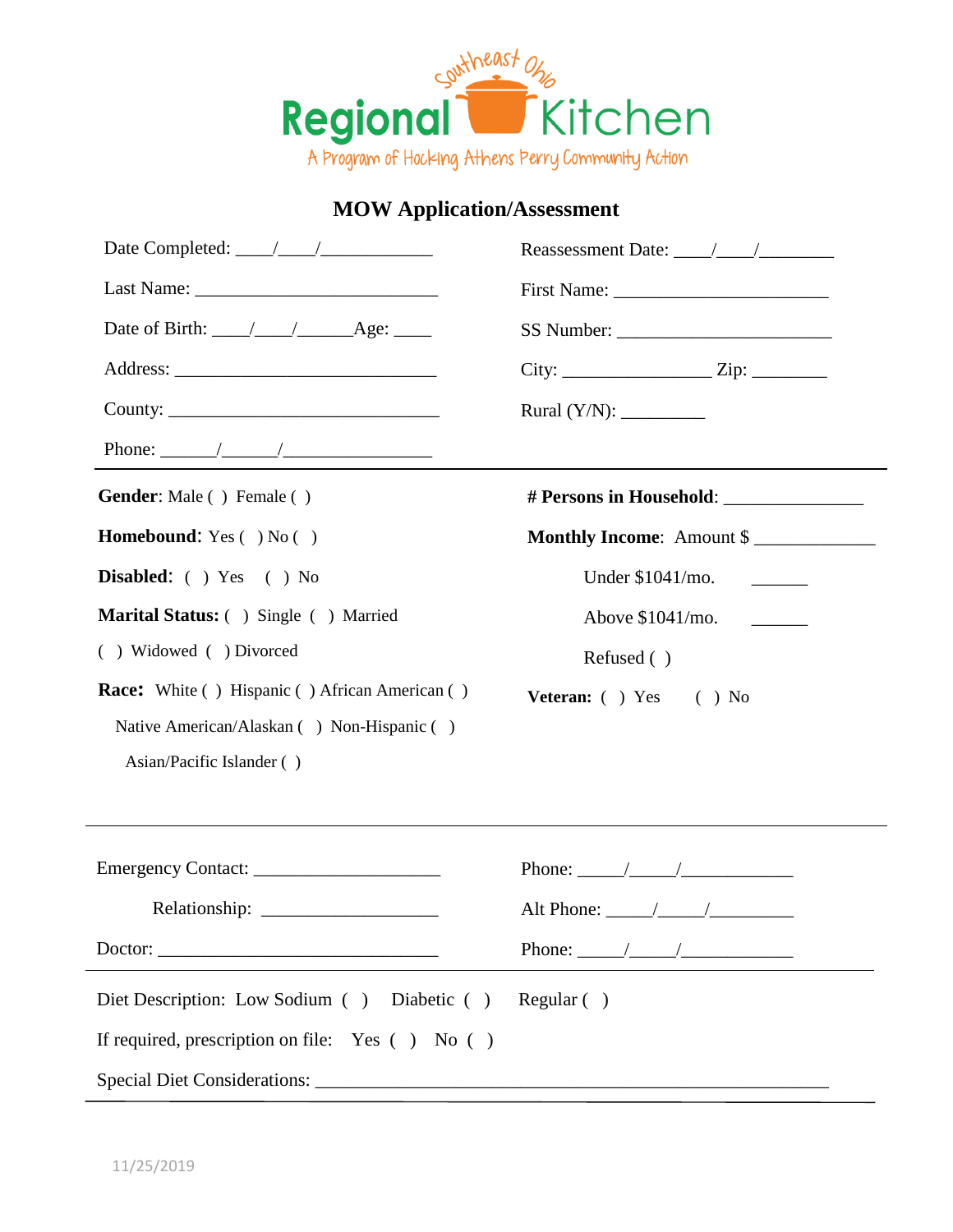Southeast Ohio

# Regional Kitchen

A Program of Hocking Athens Perry Community Action

## MOW Application/Assessment

Date Completed: ____/____/____________ Reassessment Date: ____/____/________

Last Name: __________________________ First Name: _______________________

Date of Birth: ____/____/______Age: ____ SS Number: _______________________

Address: ____________________________ City: ________________ Zip: ________

County: _____________________________ Rural (Y/N): _________

Phone: ______/______/________________

---

**Gender**: Male ( ) Female ( )

**Homebound**: Yes ( ) No ( )

**Disabled**: ( ) Yes ( ) No

**Marital Status:** ( ) Single ( ) Married ( ) Widowed ( ) Divorced

**Race:** White ( ) Hispanic ( ) African American ( ) Native American/Alaskan ( ) Non-Hispanic ( ) Asian/Pacific Islander ( )

**# Persons in Household**: _______________

**Monthly Income**: Amount $ _____________

Under $1041/mo. ______

Above $1041/mo. ______

Refused ( )

**Veteran:** ( ) Yes ( ) No

---

Emergency Contact: ____________________ Phone: _____/_____/____________

Relationship: ___________________ Alt Phone: _____/_____/_________

Doctor: ______________________________ Phone: _____/_____/____________

---

Diet Description: Low Sodium ( ) Diabetic ( ) Regular ( )

If required, prescription on file: Yes ( ) No ( )

Special Diet Considerations: _______________________________________________________

---

11/25/2019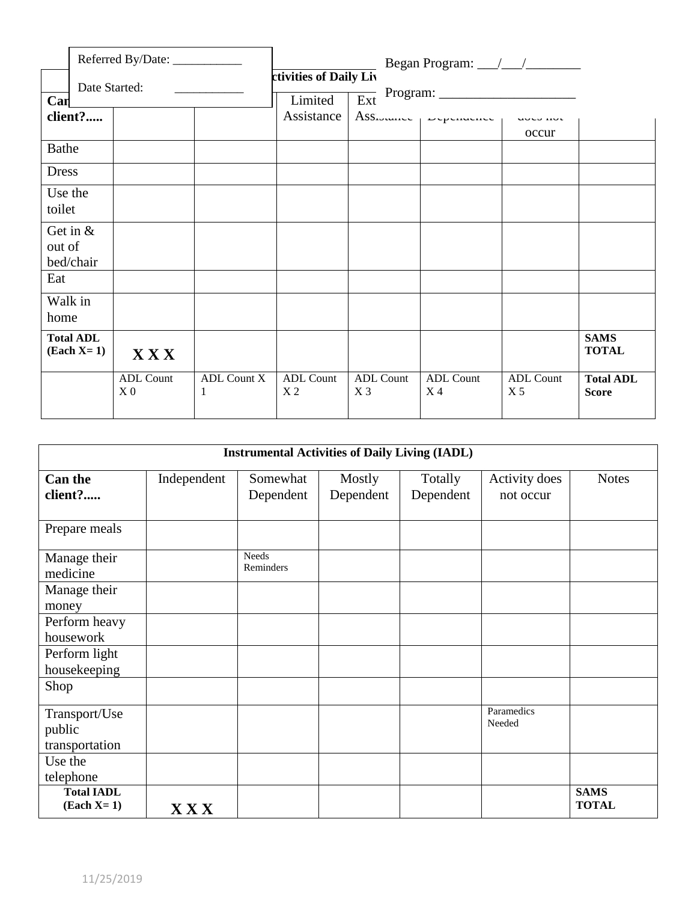Referred By/Date: ___________

Date Started: ___________

Began Program: ___/___/________

Program: ____________________

| Can client?..... | | | Limited Assistance | Ext Assistance | Dependence | does not occur | |
|---|---|---|---|---|---|---|---|
| Bathe | | | | | | | |
| Dress | | | | | | | |
| Use the toilet | | | | | | | |
| Get in & out of bed/chair | | | | | | | |
| Eat | | | | | | | |
| Walk in home | | | | | | | |
| **Total ADL (Each X= 1)** | **X X X** | | | | | | **SAMS TOTAL** |
| | ADL Count X 0 | ADL Count X 1 | ADL Count X 2 | ADL Count X 3 | ADL Count X 4 | ADL Count X 5 | **Total ADL Score** |

| **Instrumental Activities of Daily Living (IADL)** | | | | | | | |
|---|---|---|---|---|---|---|---|
| **Can the client?.....** | Independent | Somewhat Dependent | Mostly Dependent | Totally Dependent | Activity does not occur | Notes |
| Prepare meals | | | | | | |
| Manage their medicine | | Needs Reminders | | | | |
| Manage their money | | | | | | |
| Perform heavy housework | | | | | | |
| Perform light housekeeping | | | | | | |
| Shop | | | | | | |
| Transport/Use public transportation | | | | | Paramedics Needed | |
| Use the telephone | | | | | | |
| **Total IADL (Each X= 1)** | **X X X** | | | | | **SAMS TOTAL** |

11/25/2019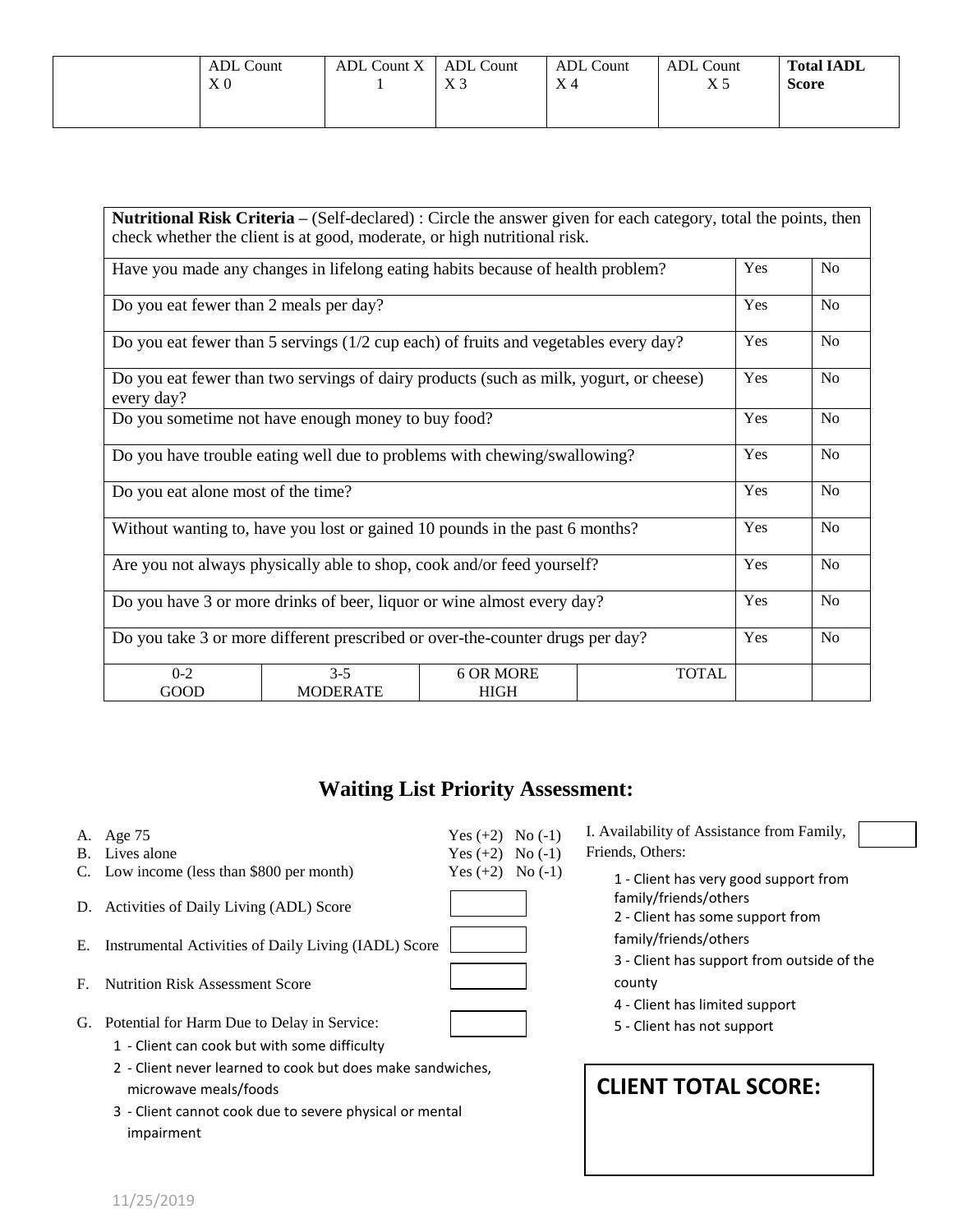| | ADL Count X 0 | ADL Count X 1 | ADL Count X 3 | ADL Count X 4 | ADL Count X 5 | **Total IADL Score** |
|---|---|---|---|---|---|---|
| | | | | | | |

| **Nutritional Risk Criteria –** (Self-declared) : Circle the answer given for each category, total the points, then check whether the client is at good, moderate, or high nutritional risk. | | | | | |
|---|---|---|---|---|---|
| Have you made any changes in lifelong eating habits because of health problem? | | | | Yes | No |
| Do you eat fewer than 2 meals per day? | | | | Yes | No |
| Do you eat fewer than 5 servings (1/2 cup each) of fruits and vegetables every day? | | | | Yes | No |
| Do you eat fewer than two servings of dairy products (such as milk, yogurt, or cheese) every day? | | | | Yes | No |
| Do you sometime not have enough money to buy food? | | | | Yes | No |
| Do you have trouble eating well due to problems with chewing/swallowing? | | | | Yes | No |
| Do you eat alone most of the time? | | | | Yes | No |
| Without wanting to, have you lost or gained 10 pounds in the past 6 months? | | | | Yes | No |
| Are you not always physically able to shop, cook and/or feed yourself? | | | | Yes | No |
| Do you have 3 or more drinks of beer, liquor or wine almost every day? | | | | Yes | No |
| Do you take 3 or more different prescribed or over-the-counter drugs per day? | | | | Yes | No |
| 0-2 GOOD | 3-5 MODERATE | 6 OR MORE HIGH | TOTAL | | |

## Waiting List Priority Assessment:

A. Age 75 — Yes (+2) No (-1)

B. Lives alone — Yes (+2) No (-1)

C. Low income (less than $800 per month) — Yes (+2) No (-1)

D. Activities of Daily Living (ADL) Score ______

E. Instrumental Activities of Daily Living (IADL) Score ______

F. Nutrition Risk Assessment Score ______

G. Potential for Harm Due to Delay in Service: ______

1 - Client can cook but with some difficulty
2 - Client never learned to cook but does make sandwiches, microwave meals/foods
3 - Client cannot cook due to severe physical or mental impairment

I. Availability of Assistance from Family, Friends, Others: ______

1 - Client has very good support from family/friends/others
2 - Client has some support from family/friends/others
3 - Client has support from outside of the county
4 - Client has limited support
5 - Client has not support

**CLIENT TOTAL SCORE:**

11/25/2019